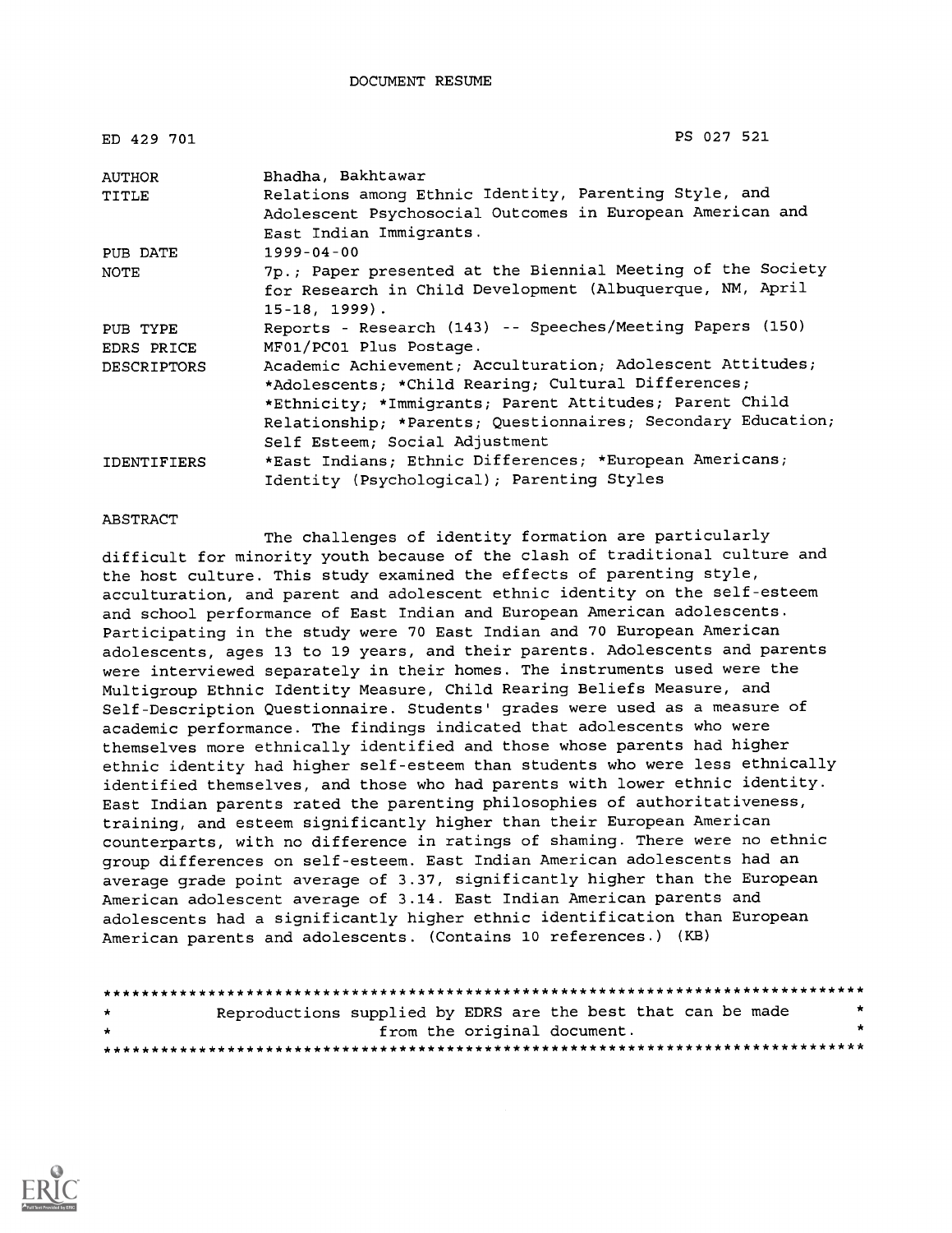DOCUMENT RESUME

| | |
|---|---|
| ED 429 701 | PS 027 521 |
| AUTHOR | Bhadha, Bakhtawar |
| TITLE | Relations among Ethnic Identity, Parenting Style, and Adolescent Psychosocial Outcomes in European American and East Indian Immigrants. |
| PUB DATE | 1999-04-00 |
| NOTE | 7p.; Paper presented at the Biennial Meeting of the Society for Research in Child Development (Albuquerque, NM, April 15-18, 1999). |
| PUB TYPE | Reports - Research (143) -- Speeches/Meeting Papers (150) |
| EDRS PRICE | MF01/PC01 Plus Postage. |
| DESCRIPTORS | Academic Achievement; Acculturation; Adolescent Attitudes; *Adolescents; *Child Rearing; Cultural Differences; *Ethnicity; *Immigrants; Parent Attitudes; Parent Child Relationship; *Parents; Questionnaires; Secondary Education; Self Esteem; Social Adjustment |
| IDENTIFIERS | *East Indians; Ethnic Differences; *European Americans; Identity (Psychological); Parenting Styles |

ABSTRACT

The challenges of identity formation are particularly difficult for minority youth because of the clash of traditional culture and the host culture. This study examined the effects of parenting style, acculturation, and parent and adolescent ethnic identity on the self-esteem and school performance of East Indian and European American adolescents. Participating in the study were 70 East Indian and 70 European American adolescents, ages 13 to 19 years, and their parents. Adolescents and parents were interviewed separately in their homes. The instruments used were the Multigroup Ethnic Identity Measure, Child Rearing Beliefs Measure, and Self-Description Questionnaire. Students' grades were used as a measure of academic performance. The findings indicated that adolescents who were themselves more ethnically identified and those whose parents had higher ethnic identity had higher self-esteem than students who were less ethnically identified themselves, and those who had parents with lower ethnic identity. East Indian parents rated the parenting philosophies of authoritativeness, training, and esteem significantly higher than their European American counterparts, with no difference in ratings of shaming. There were no ethnic group differences on self-esteem. East Indian American adolescents had an average grade point average of 3.37, significantly higher than the European American adolescent average of 3.14. East Indian American parents and adolescents had a significantly higher ethnic identification than European American parents and adolescents. (Contains 10 references.) (KB)

********************************************************************************
* Reproductions supplied by EDRS are the best that can be made *
* from the original document. *
********************************************************************************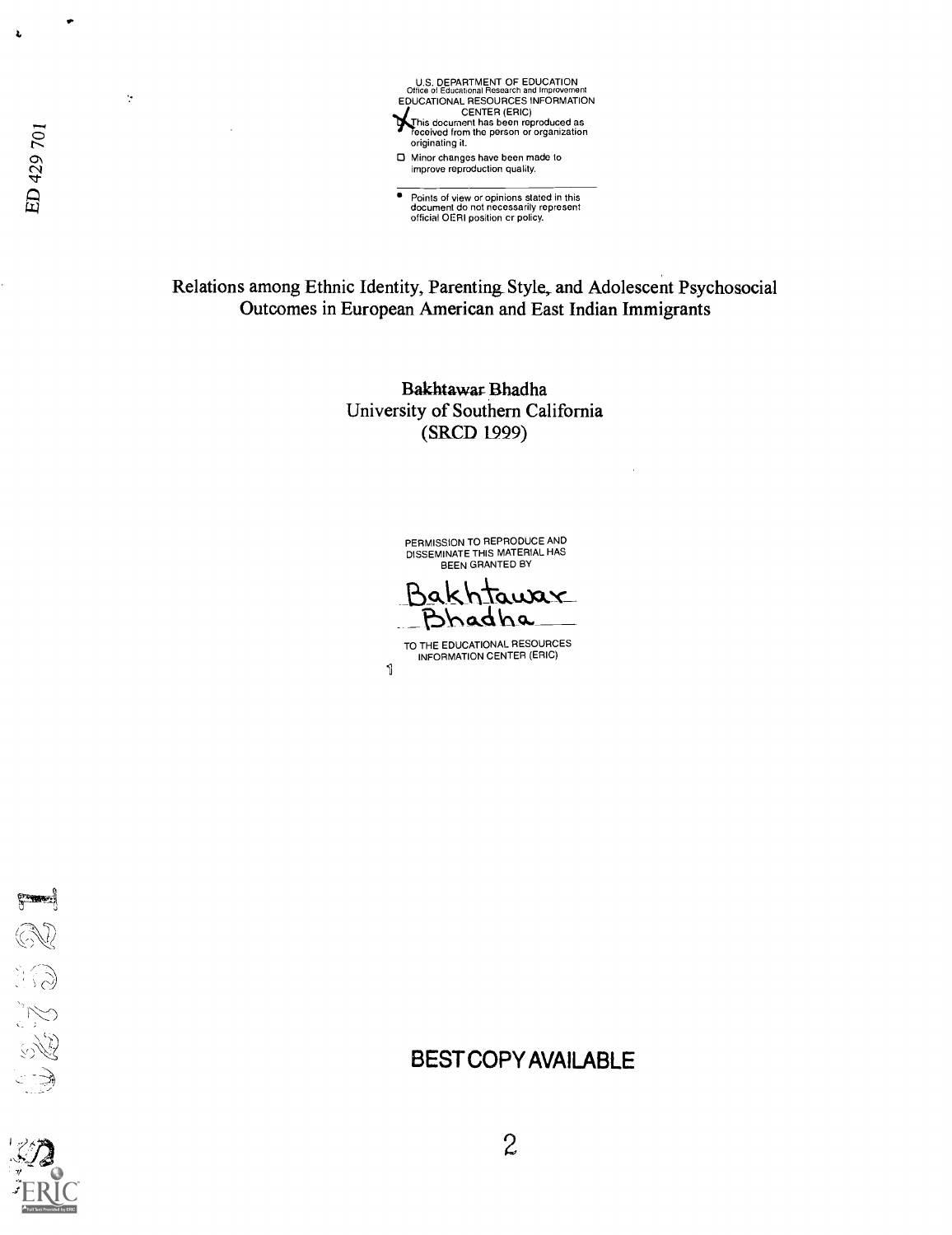U.S. DEPARTMENT OF EDUCATION
Office of Educational Research and Improvement
EDUCATIONAL RESOURCES INFORMATION
CENTER (ERIC)

- [x] This document has been reproduced as received from the person or organization originating it.
- [ ] Minor changes have been made to improve reproduction quality.

- Points of view or opinions stated in this document do not necessarily represent official OERI position or policy.

# Relations among Ethnic Identity, Parenting Style, and Adolescent Psychosocial Outcomes in European American and East Indian Immigrants

Bakhtawar Bhadha
University of Southern California
(SRCD 1999)

PERMISSION TO REPRODUCE AND DISSEMINATE THIS MATERIAL HAS BEEN GRANTED BY

Bakhtawar Bhadha

TO THE EDUCATIONAL RESOURCES INFORMATION CENTER (ERIC)

BEST COPY AVAILABLE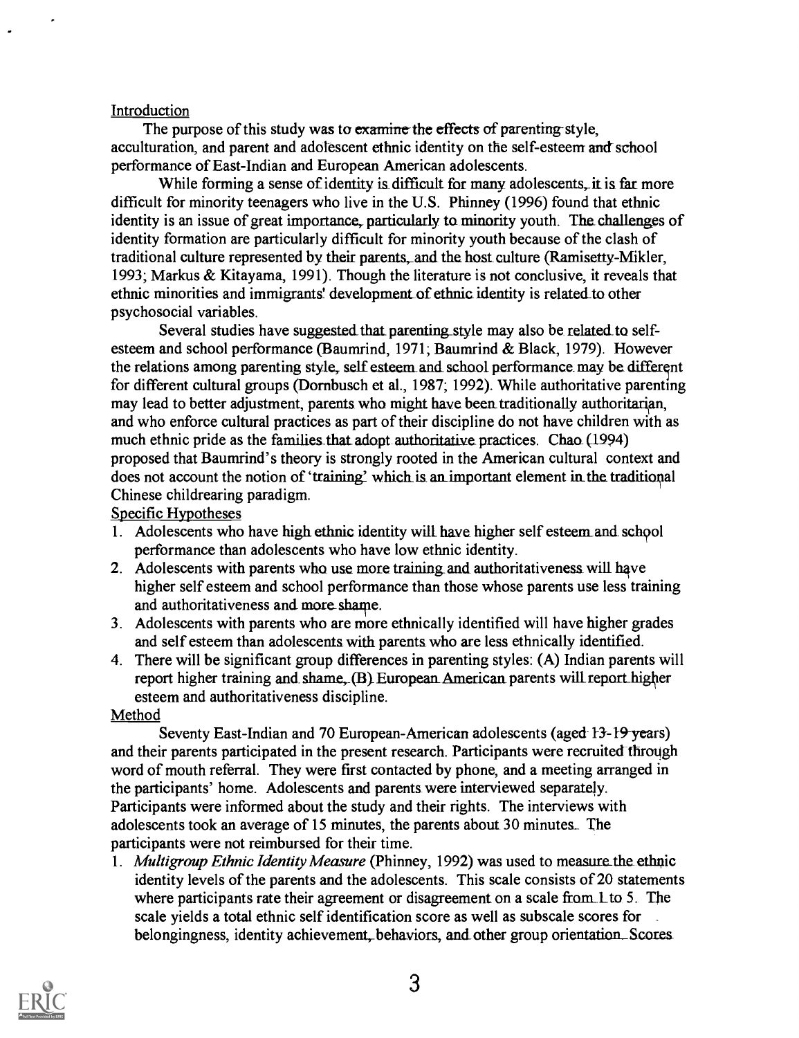## Introduction

The purpose of this study was to examine the effects of parenting style, acculturation, and parent and adolescent ethnic identity on the self-esteem and school performance of East-Indian and European American adolescents.

While forming a sense of identity is difficult for many adolescents, it is far more difficult for minority teenagers who live in the U.S. Phinney (1996) found that ethnic identity is an issue of great importance, particularly to minority youth. The challenges of identity formation are particularly difficult for minority youth because of the clash of traditional culture represented by their parents, and the host culture (Ramisetty-Mikler, 1993; Markus & Kitayama, 1991). Though the literature is not conclusive, it reveals that ethnic minorities and immigrants' development of ethnic identity is related to other psychosocial variables.

Several studies have suggested that parenting style may also be related to self-esteem and school performance (Baumrind, 1971; Baumrind & Black, 1979). However the relations among parenting style, self esteem and school performance may be different for different cultural groups (Dornbusch et al., 1987; 1992). While authoritative parenting may lead to better adjustment, parents who might have been traditionally authoritarian, and who enforce cultural practices as part of their discipline do not have children with as much ethnic pride as the families that adopt authoritative practices. Chao (1994) proposed that Baumrind's theory is strongly rooted in the American cultural context and does not account the notion of 'training' which is an important element in the traditional Chinese childrearing paradigm.

## Specific Hypotheses

1. Adolescents who have high ethnic identity will have higher self esteem and school performance than adolescents who have low ethnic identity.
2. Adolescents with parents who use more training and authoritativeness will have higher self esteem and school performance than those whose parents use less training and authoritativeness and more shame.
3. Adolescents with parents who are more ethnically identified will have higher grades and self esteem than adolescents with parents who are less ethnically identified.
4. There will be significant group differences in parenting styles: (A) Indian parents will report higher training and shame, (B) European American parents will report higher esteem and authoritativeness discipline.

## Method

Seventy East-Indian and 70 European-American adolescents (aged 13-19 years) and their parents participated in the present research. Participants were recruited through word of mouth referral. They were first contacted by phone, and a meeting arranged in the participants' home. Adolescents and parents were interviewed separately. Participants were informed about the study and their rights. The interviews with adolescents took an average of 15 minutes, the parents about 30 minutes. The participants were not reimbursed for their time.

1. *Multigroup Ethnic Identity Measure* (Phinney, 1992) was used to measure the ethnic identity levels of the parents and the adolescents. This scale consists of 20 statements where participants rate their agreement or disagreement on a scale from 1 to 5. The scale yields a total ethnic self identification score as well as subscale scores for belongingness, identity achievement, behaviors, and other group orientation. Scores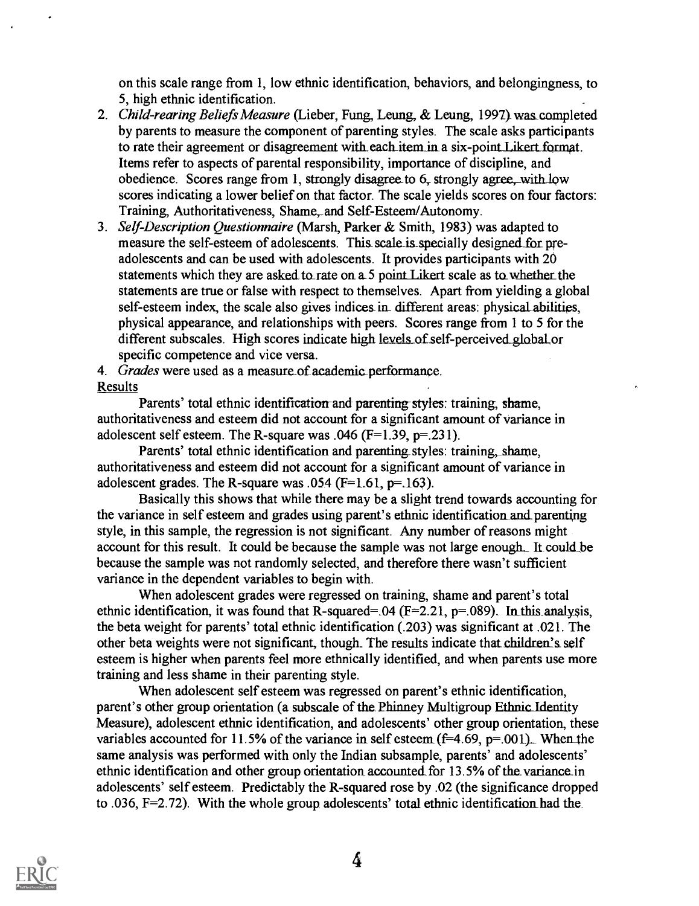on this scale range from 1, low ethnic identification, behaviors, and belongingness, to 5, high ethnic identification.

2. *Child-rearing Beliefs Measure* (Lieber, Fung, Leung, & Leung, 1997) was completed by parents to measure the component of parenting styles. The scale asks participants to rate their agreement or disagreement with each item in a six-point Likert format. Items refer to aspects of parental responsibility, importance of discipline, and obedience. Scores range from 1, strongly disagree to 6, strongly agree, with low scores indicating a lower belief on that factor. The scale yields scores on four factors: Training, Authoritativeness, Shame, and Self-Esteem/Autonomy.
3. *Self-Description Questionnaire* (Marsh, Parker & Smith, 1983) was adapted to measure the self-esteem of adolescents. This scale is specially designed for pre-adolescents and can be used with adolescents. It provides participants with 20 statements which they are asked to rate on a 5 point Likert scale as to whether the statements are true or false with respect to themselves. Apart from yielding a global self-esteem index, the scale also gives indices in different areas: physical abilities, physical appearance, and relationships with peers. Scores range from 1 to 5 for the different subscales. High scores indicate high levels of self-perceived global or specific competence and vice versa.
4. *Grades* were used as a measure of academic performance.

Results

Parents' total ethnic identification and parenting styles: training, shame, authoritativeness and esteem did not account for a significant amount of variance in adolescent self esteem. The R-square was .046 ($F=1.39$, $p=.231$).

Parents' total ethnic identification and parenting styles: training, shame, authoritativeness and esteem did not account for a significant amount of variance in adolescent grades. The R-square was .054 ($F=1.61$, $p=.163$).

Basically this shows that while there may be a slight trend towards accounting for the variance in self esteem and grades using parent's ethnic identification and parenting style, in this sample, the regression is not significant. Any number of reasons might account for this result. It could be because the sample was not large enough. It could be because the sample was not randomly selected, and therefore there wasn't sufficient variance in the dependent variables to begin with.

When adolescent grades were regressed on training, shame and parent's total ethnic identification, it was found that R-squared=.04 ($F=2.21$, $p=.089$). In this analysis, the beta weight for parents' total ethnic identification (.203) was significant at .021. The other beta weights were not significant, though. The results indicate that children's self esteem is higher when parents feel more ethnically identified, and when parents use more training and less shame in their parenting style.

When adolescent self esteem was regressed on parent's ethnic identification, parent's other group orientation (a subscale of the Phinney Multigroup Ethnic Identity Measure), adolescent ethnic identification, and adolescents' other group orientation, these variables accounted for 11.5% of the variance in self esteem ($f=4.69$, $p=.001$). When the same analysis was performed with only the Indian subsample, parents' and adolescents' ethnic identification and other group orientation accounted for 13.5% of the variance in adolescents' self esteem. Predictably the R-squared rose by .02 (the significance dropped to .036, $F=2.72$). With the whole group adolescents' total ethnic identification had the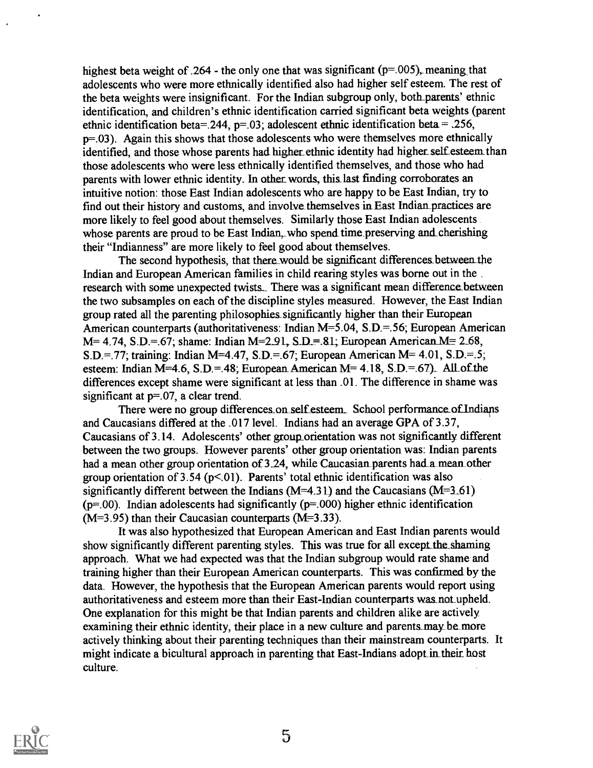highest beta weight of .264 - the only one that was significant ($p=.005$), meaning that adolescents who were more ethnically identified also had higher self esteem. The rest of the beta weights were insignificant. For the Indian subgroup only, both parents' ethnic identification, and children's ethnic identification carried significant beta weights (parent ethnic identification beta=.244, $p=.03$; adolescent ethnic identification beta = .256, $p=.03$). Again this shows that those adolescents who were themselves more ethnically identified, and those whose parents had higher ethnic identity had higher self esteem than those adolescents who were less ethnically identified themselves, and those who had parents with lower ethnic identity. In other words, this last finding corroborates an intuitive notion: those East Indian adolescents who are happy to be East Indian, try to find out their history and customs, and involve themselves in East Indian practices are more likely to feel good about themselves. Similarly those East Indian adolescents whose parents are proud to be East Indian, who spend time preserving and cherishing their "Indianness" are more likely to feel good about themselves.

The second hypothesis, that there would be significant differences between the Indian and European American families in child rearing styles was borne out in the research with some unexpected twists. There was a significant mean difference between the two subsamples on each of the discipline styles measured. However, the East Indian group rated all the parenting philosophies significantly higher than their European American counterparts (authoritativeness: Indian $M=5.04$, $S.D.=.56$; European American $M= 4.74$, $S.D.=.67$; shame: Indian $M=2.91$, $S.D.=.81$; European American $M= 2.68$, $S.D.=.77$; training: Indian $M=4.47$, $S.D.=.67$; European American $M= 4.01$, $S.D.=.5$; esteem: Indian $M=4.6$, $S.D.=.48$; European American $M= 4.18$, $S.D.=.67$). All of the differences except shame were significant at less than .01. The difference in shame was significant at $p=.07$, a clear trend.

There were no group differences on self esteem. School performance of Indians and Caucasians differed at the .017 level. Indians had an average GPA of 3.37, Caucasians of 3.14. Adolescents' other group orientation was not significantly different between the two groups. However parents' other group orientation was: Indian parents had a mean other group orientation of 3.24, while Caucasian parents had a mean other group orientation of 3.54 ($p<.01$). Parents' total ethnic identification was also significantly different between the Indians ($M=4.31$) and the Caucasians ($M=3.61$) ($p=.00$). Indian adolescents had significantly ($p=.000$) higher ethnic identification ($M=3.95$) than their Caucasian counterparts ($M=3.33$).

It was also hypothesized that European American and East Indian parents would show significantly different parenting styles. This was true for all except the shaming approach. What we had expected was that the Indian subgroup would rate shame and training higher than their European American counterparts. This was confirmed by the data. However, the hypothesis that the European American parents would report using authoritativeness and esteem more than their East-Indian counterparts was not upheld. One explanation for this might be that Indian parents and children alike are actively examining their ethnic identity, their place in a new culture and parents may be more actively thinking about their parenting techniques than their mainstream counterparts. It might indicate a bicultural approach in parenting that East-Indians adopt in their host culture.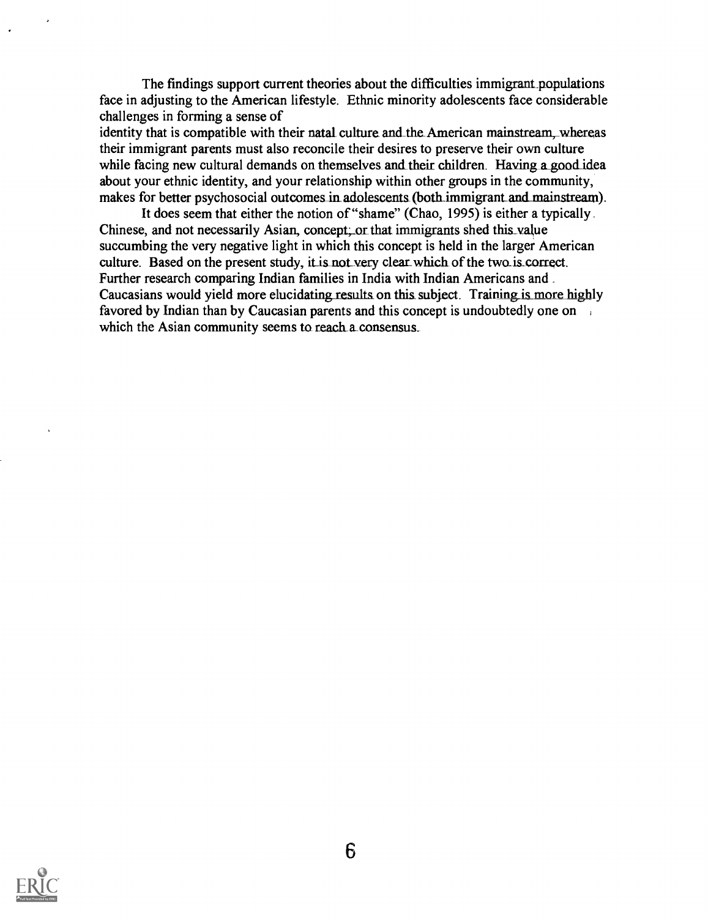The findings support current theories about the difficulties immigrant populations face in adjusting to the American lifestyle. Ethnic minority adolescents face considerable challenges in forming a sense of identity that is compatible with their natal culture and the American mainstream, whereas their immigrant parents must also reconcile their desires to preserve their own culture while facing new cultural demands on themselves and their children. Having a good idea about your ethnic identity, and your relationship within other groups in the community, makes for better psychosocial outcomes in adolescents (both immigrant and mainstream).

It does seem that either the notion of "shame" (Chao, 1995) is either a typically Chinese, and not necessarily Asian, concept; or that immigrants shed this value succumbing the very negative light in which this concept is held in the larger American culture. Based on the present study, it is not very clear which of the two is correct. Further research comparing Indian families in India with Indian Americans and Caucasians would yield more elucidating results on this subject. Training is more highly favored by Indian than by Caucasian parents and this concept is undoubtedly one on which the Asian community seems to reach a consensus.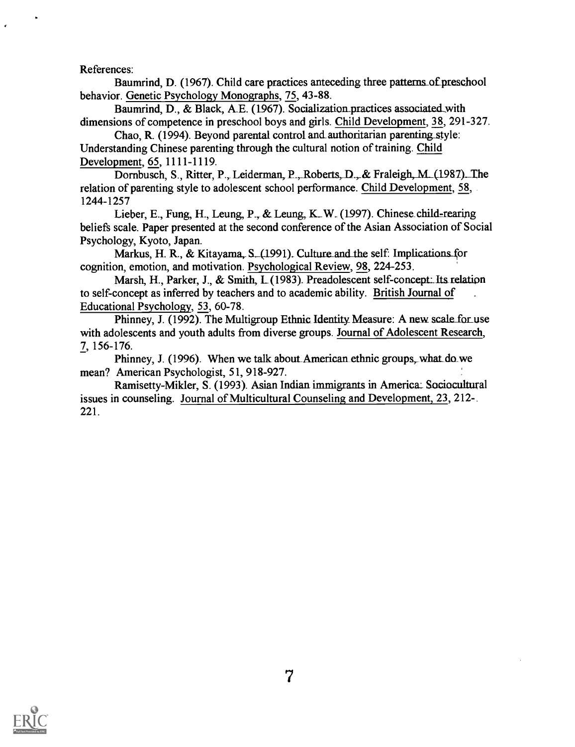References:

Baumrind, D. (1967). Child care practices anteceding three patterns of preschool behavior. Genetic Psychology Monographs, 75, 43-88.

Baumrind, D., & Black, A.E. (1967). Socialization practices associated with dimensions of competence in preschool boys and girls. Child Development, 38, 291-327.

Chao, R. (1994). Beyond parental control and authoritarian parenting style: Understanding Chinese parenting through the cultural notion of training. Child Development, 65, 1111-1119.

Dornbusch, S., Ritter, P., Leiderman, P., Roberts, D., & Fraleigh, M. (1987). The relation of parenting style to adolescent school performance. Child Development, 58, 1244-1257

Lieber, E., Fung, H., Leung, P., & Leung, K. W. (1997). Chinese child-rearing beliefs scale. Paper presented at the second conference of the Asian Association of Social Psychology, Kyoto, Japan.

Markus, H. R., & Kitayama, S. (1991). Culture and the self: Implications for cognition, emotion, and motivation. Psychological Review, 98, 224-253.

Marsh, H., Parker, J., & Smith, I. (1983). Preadolescent self-concept: Its relation to self-concept as inferred by teachers and to academic ability. British Journal of Educational Psychology, 53, 60-78.

Phinney, J. (1992). The Multigroup Ethnic Identity Measure: A new scale for use with adolescents and youth adults from diverse groups. Journal of Adolescent Research, 7, 156-176.

Phinney, J. (1996). When we talk about American ethnic groups, what do we mean? American Psychologist, 51, 918-927.

Ramisetty-Mikler, S. (1993). Asian Indian immigrants in America: Sociocultural issues in counseling. Journal of Multicultural Counseling and Development, 23, 212-221.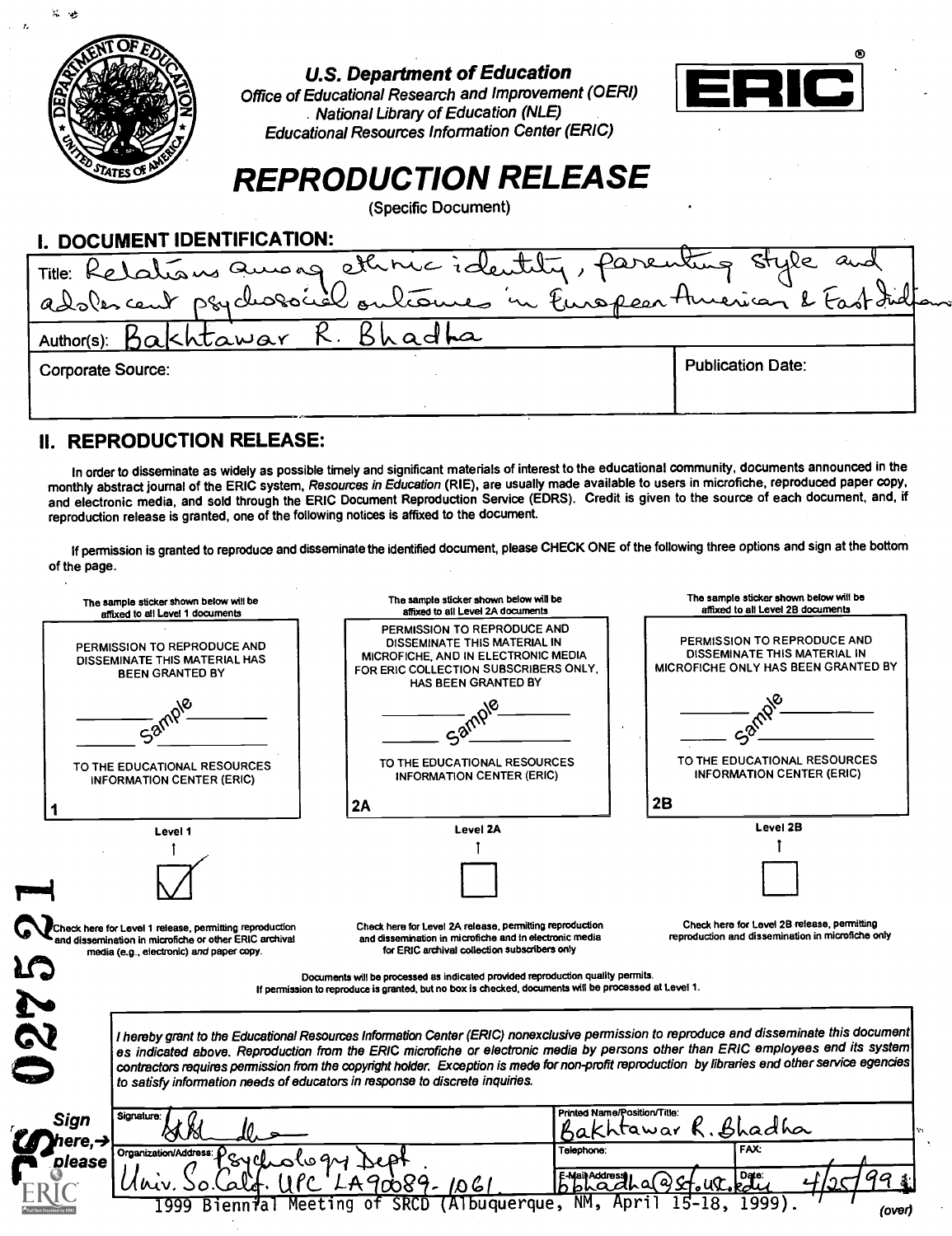U.S. Department of Education
Office of Educational Research and Improvement (OERI)
National Library of Education (NLE)
Educational Resources Information Center (ERIC)

# REPRODUCTION RELEASE

(Specific Document)

## I. DOCUMENT IDENTIFICATION:

Title: Relations among ethnic identity, parenting style and adolescent psychosocial outcomes in European American & East Indian

Author(s): Bakhtawar R. Bhadha

| Corporate Source: | Publication Date: |
|---|---|
| | |

## II. REPRODUCTION RELEASE:

In order to disseminate as widely as possible timely and significant materials of interest to the educational community, documents announced in the monthly abstract journal of the ERIC system, *Resources in Education* (RIE), are usually made available to users in microfiche, reproduced paper copy, and electronic media, and sold through the ERIC Document Reproduction Service (EDRS). Credit is given to the source of each document, and, if reproduction release is granted, one of the following notices is affixed to the document.

If permission is granted to reproduce and disseminate the identified document, please CHECK ONE of the following three options and sign at the bottom of the page.

| The sample sticker shown below will be affixed to all Level 1 documents | The sample sticker shown below will be affixed to all Level 2A documents | The sample sticker shown below will be affixed to all Level 2B documents |
|---|---|---|
| PERMISSION TO REPRODUCE AND DISSEMINATE THIS MATERIAL HAS BEEN GRANTED BY<br>Sample<br>TO THE EDUCATIONAL RESOURCES INFORMATION CENTER (ERIC)<br>1 | PERMISSION TO REPRODUCE AND DISSEMINATE THIS MATERIAL IN MICROFICHE, AND IN ELECTRONIC MEDIA FOR ERIC COLLECTION SUBSCRIBERS ONLY, HAS BEEN GRANTED BY<br>Sample<br>TO THE EDUCATIONAL RESOURCES INFORMATION CENTER (ERIC)<br>2A | PERMISSION TO REPRODUCE AND DISSEMINATE THIS MATERIAL IN MICROFICHE ONLY HAS BEEN GRANTED BY<br>Sample<br>TO THE EDUCATIONAL RESOURCES INFORMATION CENTER (ERIC)<br>2B |
| Level 1 | Level 2A | Level 2B |
| ☑ | ☐ | ☐ |
| Check here for Level 1 release, permitting reproduction and dissemination in microfiche or other ERIC archival media (e.g., electronic) *and* paper copy. | Check here for Level 2A release, permitting reproduction and dissemination in microfiche and in electronic media for ERIC archival collection subscribers only | Check here for Level 2B release, permitting reproduction and dissemination in microfiche only |

Documents will be processed as indicated provided reproduction quality permits.
If permission to reproduce is granted, but no box is checked, documents will be processed at Level 1.

*I hereby grant to the Educational Resources Information Center (ERIC) nonexclusive permission to reproduce and disseminate this document as indicated above. Reproduction from the ERIC microfiche or electronic media by persons other than ERIC employees and its system contractors requires permission from the copyright holder. Exception is made for non-profit reproduction by libraries and other service agencies to satisfy information needs of educators in response to discrete inquiries.*

**Sign here, → please**

| Signature: | Printed Name/Position/Title: Bakhtawar R. Bhadha | |
|---|---|---|
| Organization/Address: Psychology Dept. Univ. So. Calif. UPC LA 90089-1061 | Telephone: | FAX: |
| | E-Mail Address: bbhadha@scf.usc.edu | Date: 4/25/99 |

1999 Biennial Meeting of SRCD (Albuquerque, NM, April 15-18, 1999).

(over)

PS 027521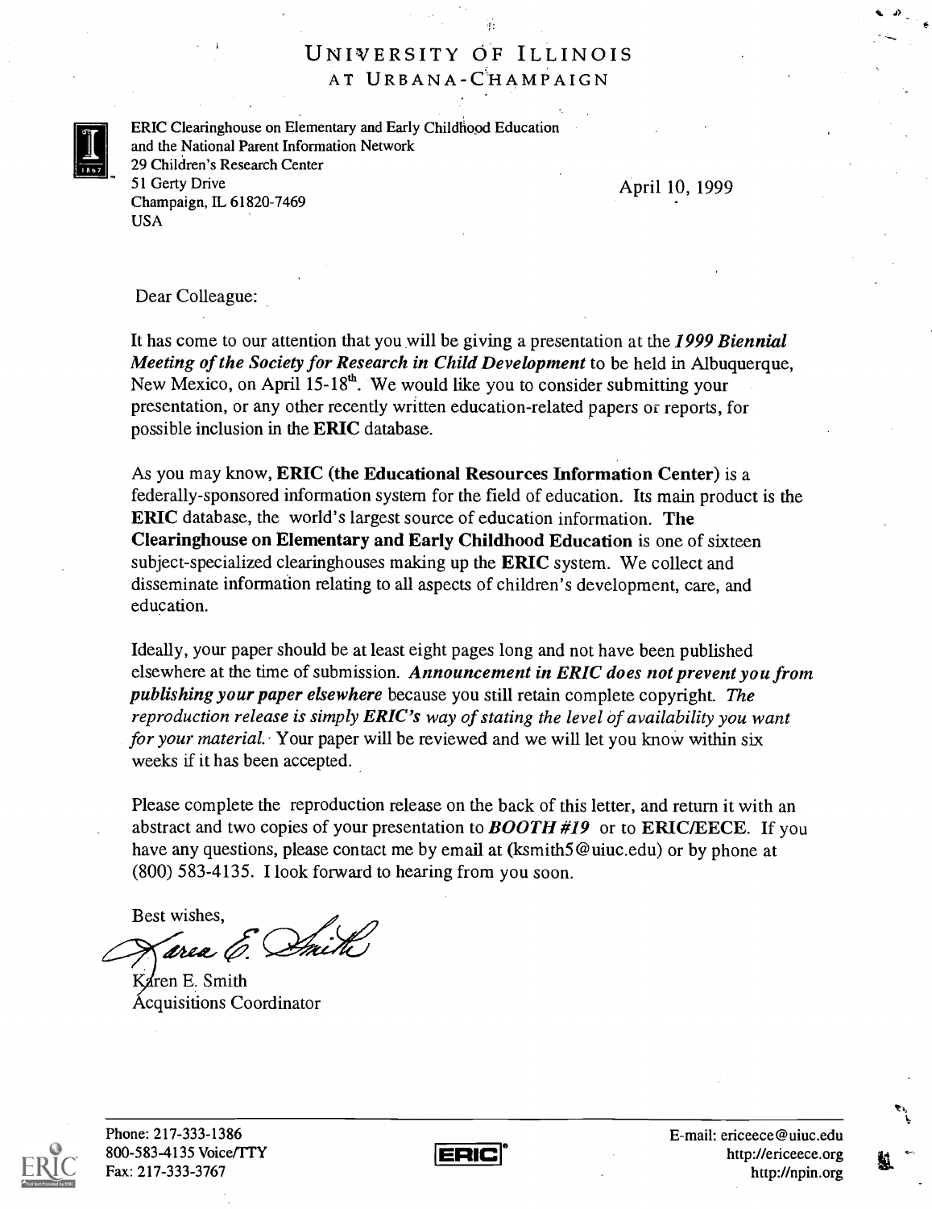# UNIVERSITY OF ILLINOIS AT URBANA-CHAMPAIGN

ERIC Clearinghouse on Elementary and Early Childhood Education
and the National Parent Information Network
29 Children's Research Center
51 Gerty Drive
Champaign, IL 61820-7469
USA

April 10, 1999

Dear Colleague:

It has come to our attention that you will be giving a presentation at the ***1999 Biennial Meeting of the Society for Research in Child Development*** to be held in Albuquerque, New Mexico, on April 15-18th. We would like you to consider submitting your presentation, or any other recently written education-related papers or reports, for possible inclusion in the **ERIC** database.

As you may know, **ERIC (the Educational Resources Information Center)** is a federally-sponsored information system for the field of education. Its main product is the **ERIC** database, the world's largest source of education information. **The Clearinghouse on Elementary and Early Childhood Education** is one of sixteen subject-specialized clearinghouses making up the **ERIC** system. We collect and disseminate information relating to all aspects of children's development, care, and education.

Ideally, your paper should be at least eight pages long and not have been published elsewhere at the time of submission. ***Announcement in ERIC does not prevent you from publishing your paper elsewhere*** because you still retain complete copyright. *The reproduction release is simply **ERIC's** way of stating the level of availability you want for your material.* Your paper will be reviewed and we will let you know within six weeks if it has been accepted.

Please complete the reproduction release on the back of this letter, and return it with an abstract and two copies of your presentation to ***BOOTH #19*** or to **ERIC/EECE**. If you have any questions, please contact me by email at (ksmith5@uiuc.edu) or by phone at (800) 583-4135. I look forward to hearing from you soon.

Best wishes,

Karen E. Smith
Acquisitions Coordinator

Phone: 217-333-1386
800-583-4135 Voice/TTY
Fax: 217-333-3767

E-mail: ericeece@uiuc.edu
http://ericeece.org
http://npin.org